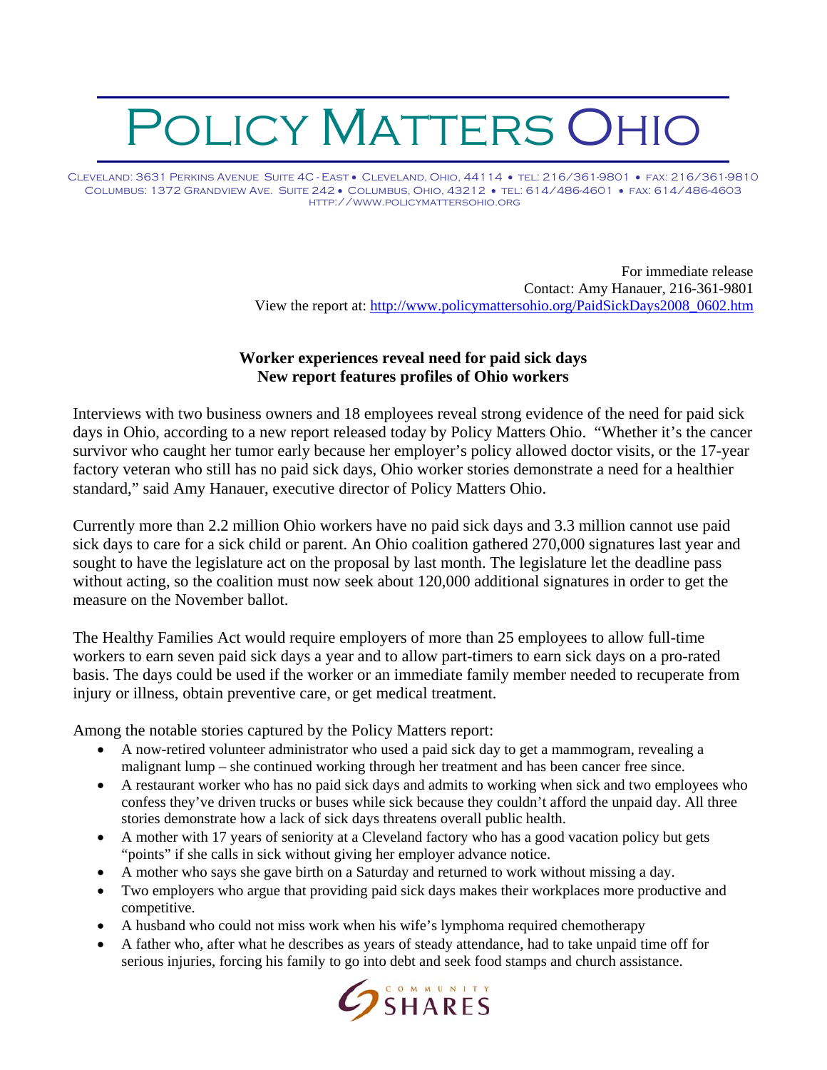# Policy Matters Ohio

Cleveland: 3631 Perkins Avenue Suite 4C - East • Cleveland, Ohio, 44114 • tel: 216/361-9801 • fax: 216/361-9810
Columbus: 1372 Grandview Ave. Suite 242 • Columbus, Ohio, 43212 • tel: 614/486-4601 • fax: 614/486-4603
http://www.policymattersohio.org

For immediate release
Contact: Amy Hanauer, 216-361-9801
View the report at: http://www.policymattersohio.org/PaidSickDays2008_0602.htm

**Worker experiences reveal need for paid sick days**
**New report features profiles of Ohio workers**

Interviews with two business owners and 18 employees reveal strong evidence of the need for paid sick days in Ohio, according to a new report released today by Policy Matters Ohio. "Whether it's the cancer survivor who caught her tumor early because her employer's policy allowed doctor visits, or the 17-year factory veteran who still has no paid sick days, Ohio worker stories demonstrate a need for a healthier standard," said Amy Hanauer, executive director of Policy Matters Ohio.

Currently more than 2.2 million Ohio workers have no paid sick days and 3.3 million cannot use paid sick days to care for a sick child or parent. An Ohio coalition gathered 270,000 signatures last year and sought to have the legislature act on the proposal by last month. The legislature let the deadline pass without acting, so the coalition must now seek about 120,000 additional signatures in order to get the measure on the November ballot.

The Healthy Families Act would require employers of more than 25 employees to allow full-time workers to earn seven paid sick days a year and to allow part-timers to earn sick days on a pro-rated basis. The days could be used if the worker or an immediate family member needed to recuperate from injury or illness, obtain preventive care, or get medical treatment.

Among the notable stories captured by the Policy Matters report:

- A now-retired volunteer administrator who used a paid sick day to get a mammogram, revealing a malignant lump – she continued working through her treatment and has been cancer free since.
- A restaurant worker who has no paid sick days and admits to working when sick and two employees who confess they've driven trucks or buses while sick because they couldn't afford the unpaid day. All three stories demonstrate how a lack of sick days threatens overall public health.
- A mother with 17 years of seniority at a Cleveland factory who has a good vacation policy but gets "points" if she calls in sick without giving her employer advance notice.
- A mother who says she gave birth on a Saturday and returned to work without missing a day.
- Two employers who argue that providing paid sick days makes their workplaces more productive and competitive.
- A husband who could not miss work when his wife's lymphoma required chemotherapy
- A father who, after what he describes as years of steady attendance, had to take unpaid time off for serious injuries, forcing his family to go into debt and seek food stamps and church assistance.

Community Shares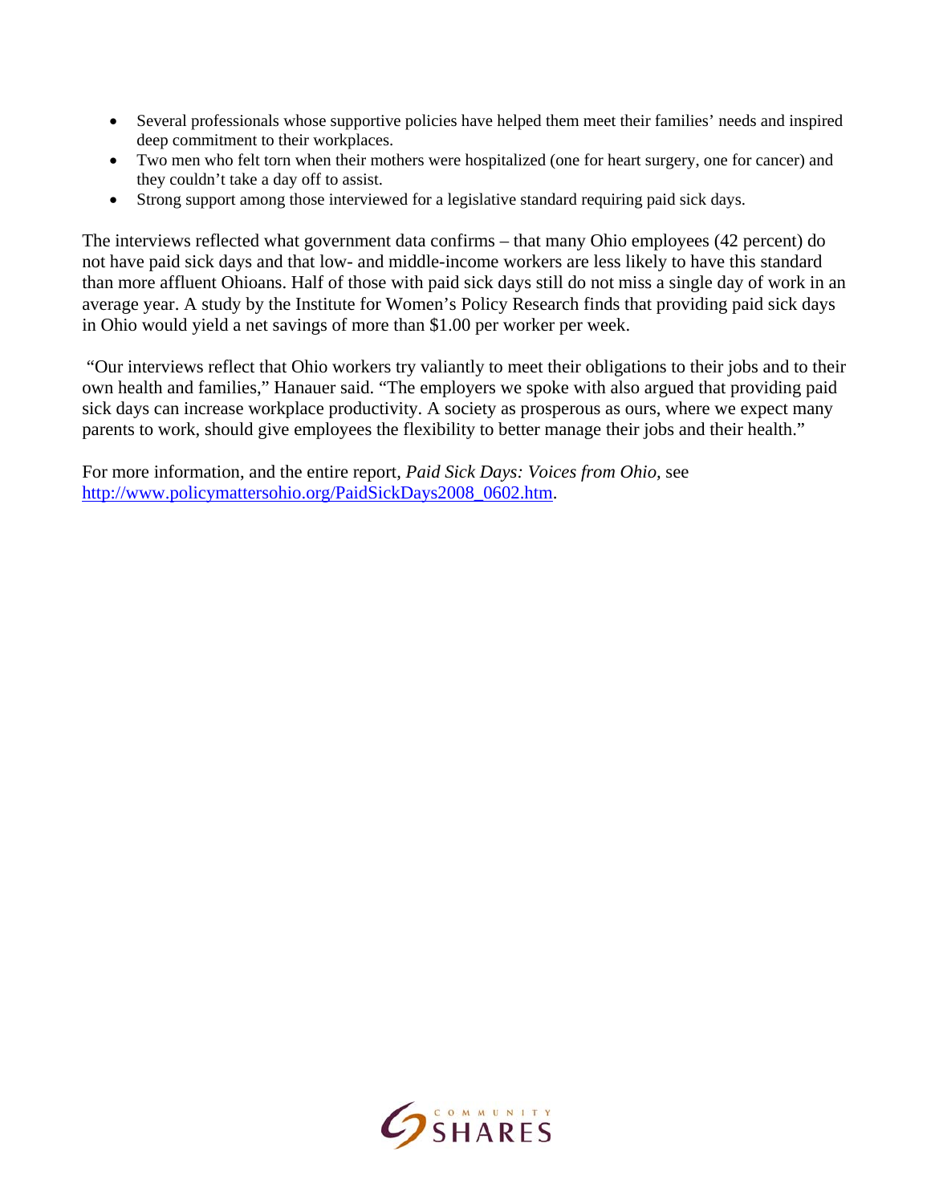- Several professionals whose supportive policies have helped them meet their families' needs and inspired deep commitment to their workplaces.
- Two men who felt torn when their mothers were hospitalized (one for heart surgery, one for cancer) and they couldn't take a day off to assist.
- Strong support among those interviewed for a legislative standard requiring paid sick days.

The interviews reflected what government data confirms – that many Ohio employees (42 percent) do not have paid sick days and that low- and middle-income workers are less likely to have this standard than more affluent Ohioans. Half of those with paid sick days still do not miss a single day of work in an average year. A study by the Institute for Women's Policy Research finds that providing paid sick days in Ohio would yield a net savings of more than $1.00 per worker per week.

"Our interviews reflect that Ohio workers try valiantly to meet their obligations to their jobs and to their own health and families," Hanauer said. "The employers we spoke with also argued that providing paid sick days can increase workplace productivity. A society as prosperous as ours, where we expect many parents to work, should give employees the flexibility to better manage their jobs and their health."

For more information, and the entire report, *Paid Sick Days: Voices from Ohio*, see [http://www.policymattersohio.org/PaidSickDays2008_0602.htm](http://www.policymattersohio.org/PaidSickDays2008_0602.htm).

COMMUNITY SHARES